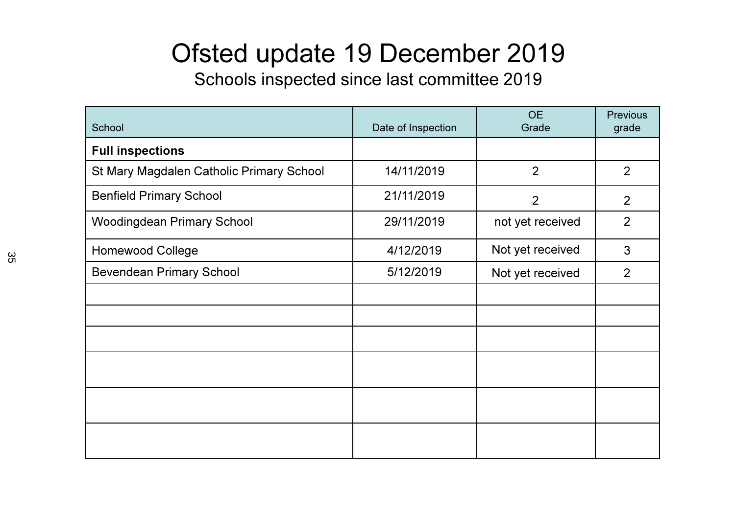# Ofsted update 19 December 2019

## Schools inspected since last committee 2019

| School | Date of Inspection | OE Grade | Previous grade |
|---|---|---|---|
| **Full inspections** | | | |
| St Mary Magdalen Catholic Primary School | 14/11/2019 | 2 | 2 |
| Benfield Primary School | 21/11/2019 | 2 | 2 |
| Woodingdean Primary School | 29/11/2019 | not yet received | 2 |
| Homewood College | 4/12/2019 | Not yet received | 3 |
| Bevendean Primary School | 5/12/2019 | Not yet received | 2 |
| | | | |
| | | | |
| | | | |
| | | | |
| | | | |
| | | | |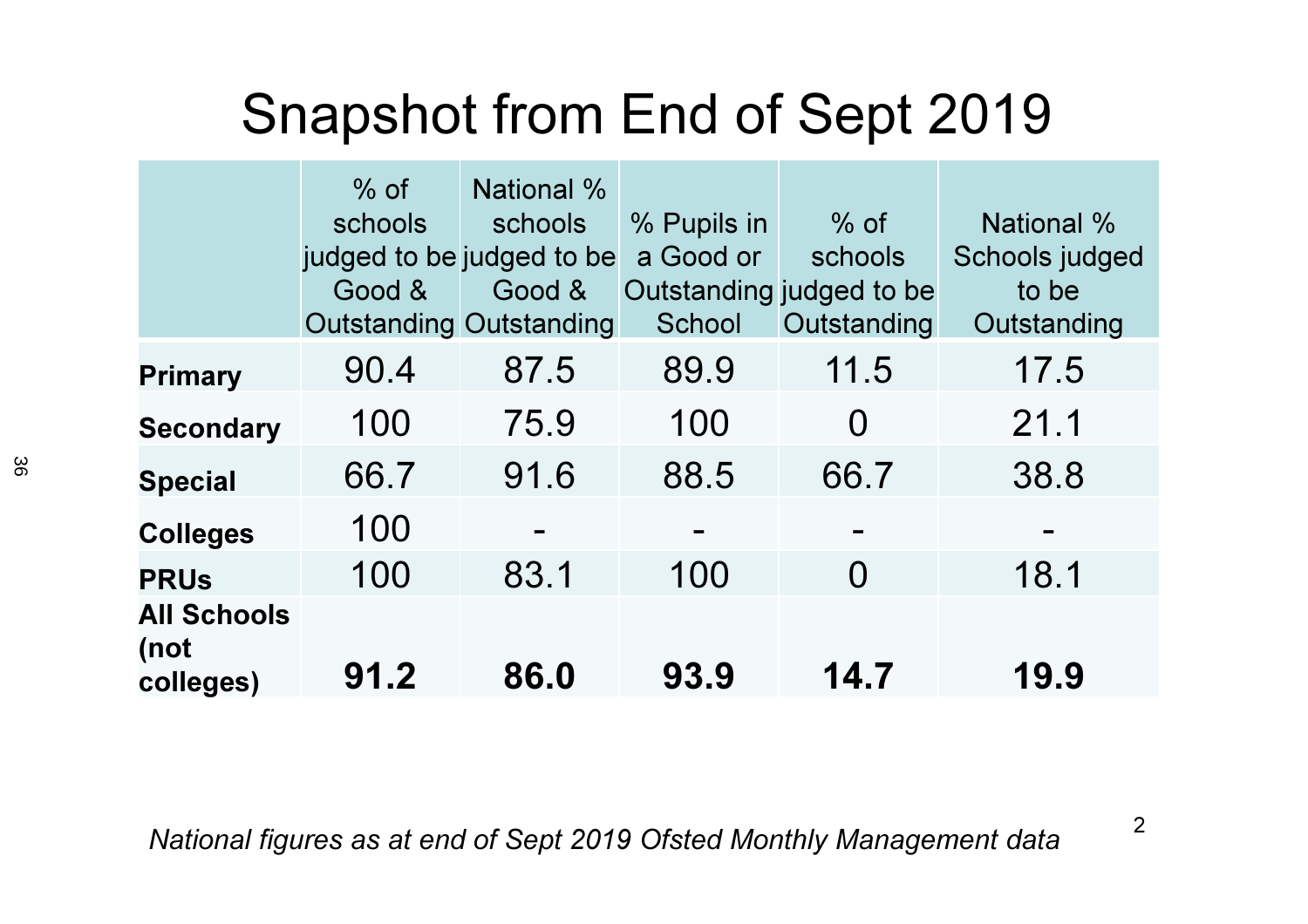# Snapshot from End of Sept 2019

| | % of schools judged to be Good & Outstanding | National % schools judged to be Good & Outstanding | % Pupils in a Good or Outstanding School | % of schools judged to be Outstanding | National % Schools judged to be Outstanding |
|---|---|---|---|---|---|
| **Primary** | 90.4 | 87.5 | 89.9 | 11.5 | 17.5 |
| **Secondary** | 100 | 75.9 | 100 | 0 | 21.1 |
| **Special** | 66.7 | 91.6 | 88.5 | 66.7 | 38.8 |
| **Colleges** | 100 | - | - | - | - |
| **PRUs** | 100 | 83.1 | 100 | 0 | 18.1 |
| **All Schools (not colleges)** | **91.2** | **86.0** | **93.9** | **14.7** | **19.9** |

*National figures as at end of Sept 2019 Ofsted Monthly Management data*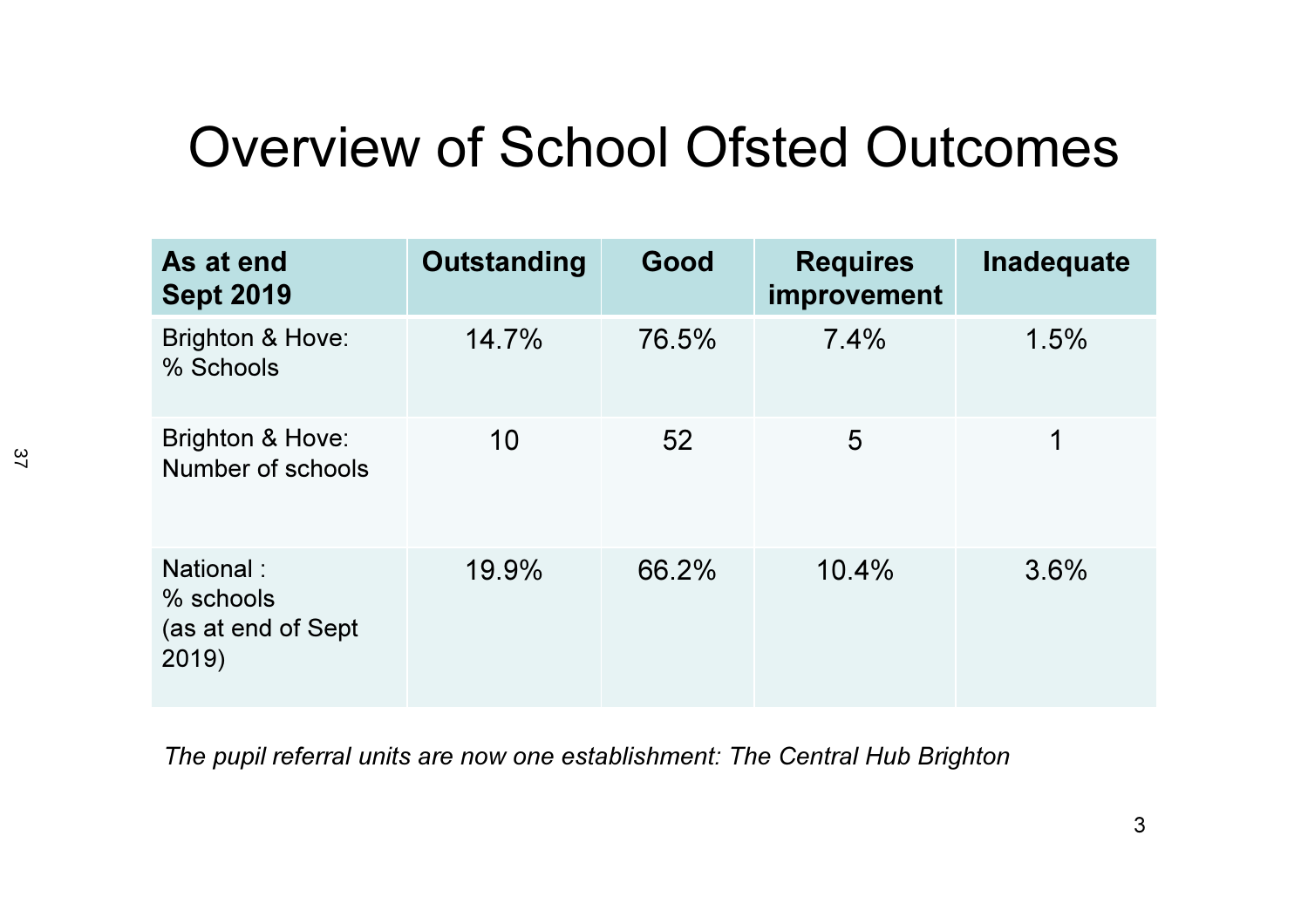# Overview of School Ofsted Outcomes

| As at end Sept 2019 | Outstanding | Good | Requires improvement | Inadequate |
|---|---|---|---|---|
| Brighton & Hove: % Schools | 14.7% | 76.5% | 7.4% | 1.5% |
| Brighton & Hove: Number of schools | 10 | 52 | 5 | 1 |
| National : % schools (as at end of Sept 2019) | 19.9% | 66.2% | 10.4% | 3.6% |

*The pupil referral units are now one establishment: The Central Hub Brighton*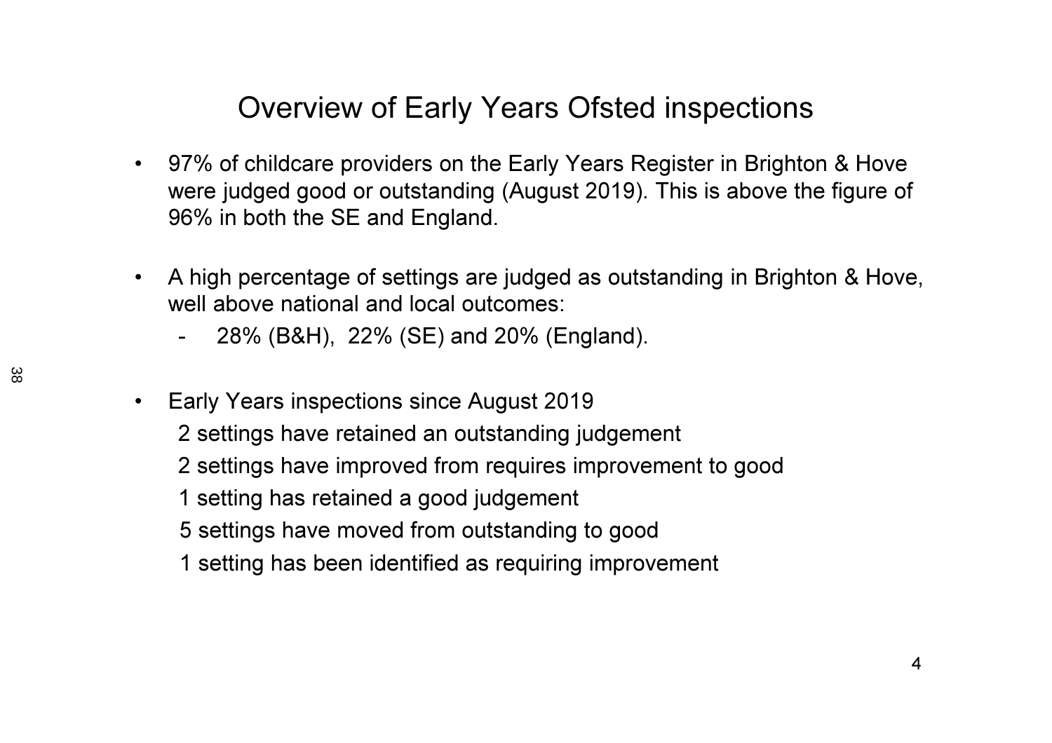# Overview of Early Years Ofsted inspections

- 97% of childcare providers on the Early Years Register in Brighton & Hove were judged good or outstanding (August 2019). This is above the figure of 96% in both the SE and England.

- A high percentage of settings are judged as outstanding in Brighton & Hove, well above national and local outcomes:
  - 28% (B&H), 22% (SE) and 20% (England).

- Early Years inspections since August 2019

  2 settings have retained an outstanding judgement

  2 settings have improved from requires improvement to good

  1 setting has retained a good judgement

  5 settings have moved from outstanding to good

  1 setting has been identified as requiring improvement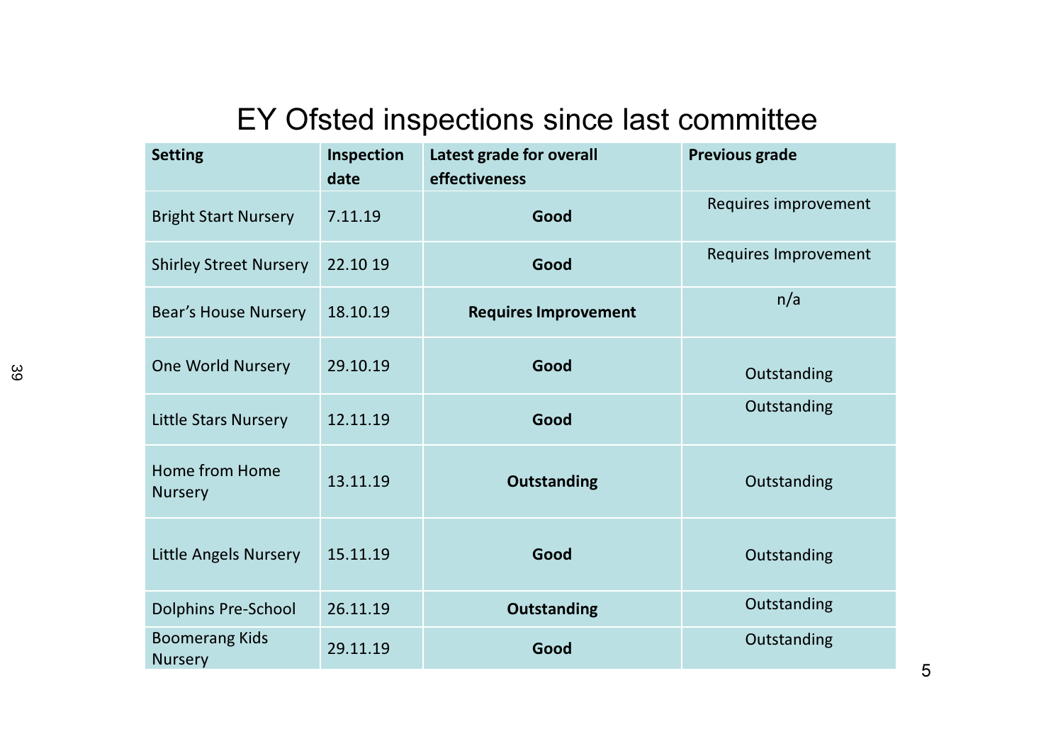# EY Ofsted inspections since last committee

| Setting | Inspection date | Latest grade for overall effectiveness | Previous grade |
|---|---|---|---|
| Bright Start Nursery | 7.11.19 | **Good** | Requires improvement |
| Shirley Street Nursery | 22.10 19 | **Good** | Requires Improvement |
| Bear's House Nursery | 18.10.19 | **Requires Improvement** | n/a |
| One World Nursery | 29.10.19 | **Good** | Outstanding |
| Little Stars Nursery | 12.11.19 | **Good** | Outstanding |
| Home from Home Nursery | 13.11.19 | **Outstanding** | Outstanding |
| Little Angels Nursery | 15.11.19 | **Good** | Outstanding |
| Dolphins Pre-School | 26.11.19 | **Outstanding** | Outstanding |
| Boomerang Kids Nursery | 29.11.19 | **Good** | Outstanding |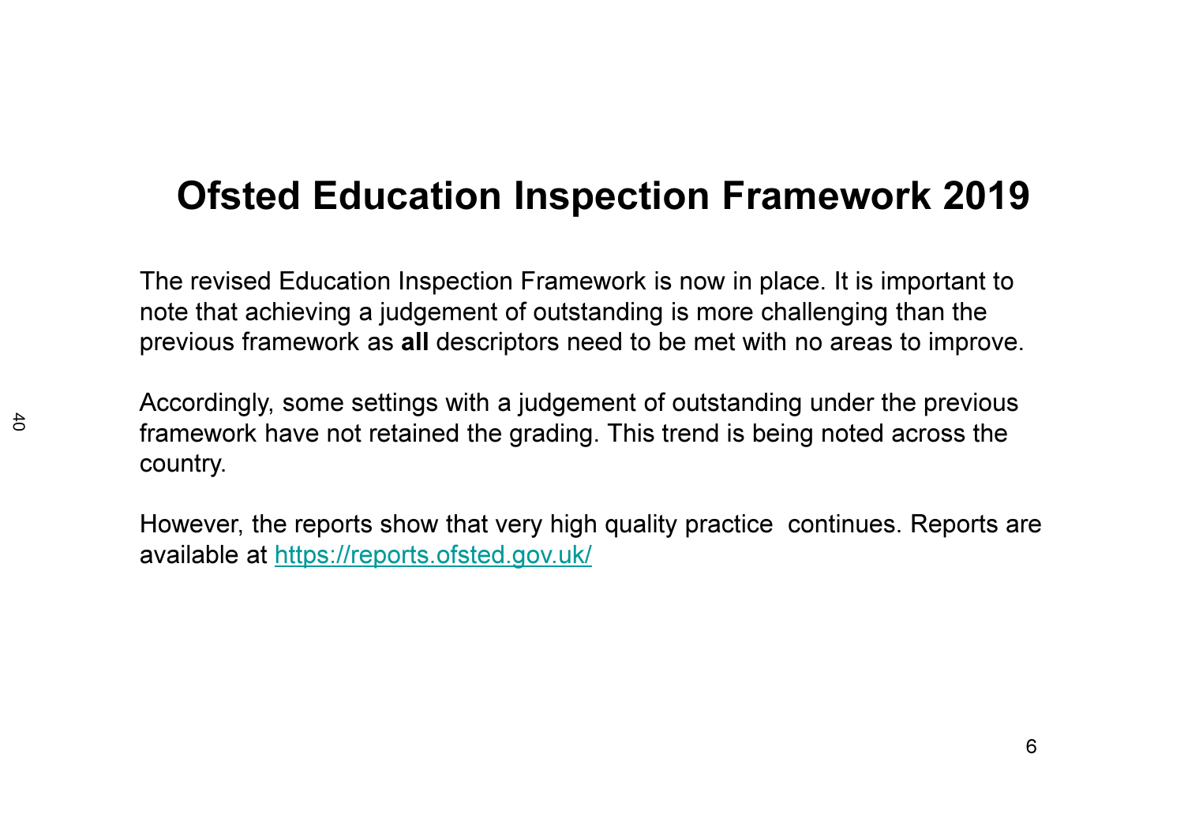# Ofsted Education Inspection Framework 2019

The revised Education Inspection Framework is now in place. It is important to note that achieving a judgement of outstanding is more challenging than the previous framework as **all** descriptors need to be met with no areas to improve.

Accordingly, some settings with a judgement of outstanding under the previous framework have not retained the grading. This trend is being noted across the country.

However, the reports show that very high quality practice continues. Reports are available at https://reports.ofsted.gov.uk/